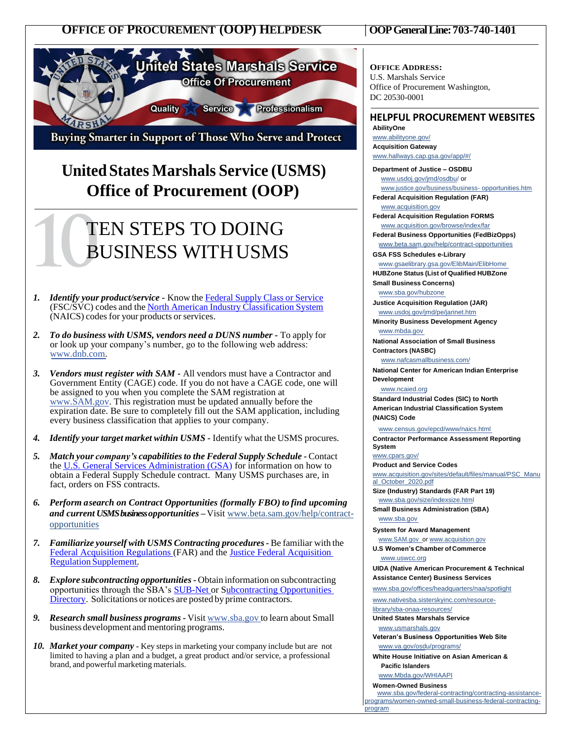# OFFICE OF PROCUREMENT (OOP) HELPDESK

**OOP General Line: 703-740-1401**

United States Marshals Service
Office Of Procurement
Quality Service Professionalism
Buying Smarter in Support of Those Who Serve and Protect

## United States Marshals Service (USMS) Office of Practice (OOP)

## TEN STEPS TO DOING BUSINESS WITH USMS

1. ***Identify your product/service*** - Know the Federal Supply Class or Service (FSC/SVC) codes and the North American Industry Classification System (NAICS) codes for your products or services.

2. ***To do business with USMS, vendors need a DUNS number*** - To apply for or look up your company's number, go to the following web address: www.dnb.com.

3. ***Vendors must register with SAM*** - All vendors must have a Contractor and Government Entity (CAGE) code. If you do not have a CAGE code, one will be assigned to you when you complete the SAM registration at www.SAM.gov. This registration must be updated annually before the expiration date. Be sure to completely fill out the SAM application, including every business classification that applies to your company.

4. ***Identify your target market within USMS*** - Identify what the USMS procures.

5. ***Match your company's capabilities to the Federal Supply Schedule*** - Contact the U.S. General Services Administration (GSA) for information on how to obtain a Federal Supply Schedule contract. Many USMS purchases are, in fact, orders on FSS contracts.

6. ***Perform a search on Contract Opportunities (formally FBO) to find upcoming and current USMS business opportunities*** – Visit www.beta.sam.gov/help/contract-opportunities

7. ***Familiarize yourself with USMS Contracting procedures*** - Be familiar with the Federal Acquisition Regulations (FAR) and the Justice Federal Acquisition Regulation Supplement.

8. ***Explore subcontracting opportunities*** - Obtain information on subcontracting opportunities through the SBA's SUB-Net or Subcontracting Opportunities Directory. Solicitations or notices are posted by prime contractors.

9. ***Research small business programs*** - Visit www.sba.gov to learn about Small business development and mentoring programs.

10. ***Market your company*** - Key steps in marketing your company include but are not limited to having a plan and a budget, a great product and/or service, a professional brand, and powerful marketing materials.

**OFFICE ADDRESS:**
U.S. Marshals Service
Office of Procurement Washington, DC 20530-0001

## HELPFUL PROCUREMENT WEBSITES

**AbilityOne**
www.abilityone.gov/

**Acquisition Gateway**
www.hallways.cap.gsa.gov/app/#/

**Department of Justice – OSDBU**
www.usdoj.gov/jmd/osdbu/ or
www.justice.gov/business/business- opportunities.htm

**Federal Acquisition Regulation (FAR)**
www.acquisition.gov

**Federal Acquisition Regulation FORMS**
www.acquisition.gov/browse/index/far

**Federal Business Opportunities (FedBizOpps)**
www.beta.sam.gov/help/contract-opportunities

**GSA FSS Schedules e-Library**
www.gsaelibrary.gsa.gov/ElibMain/ElibHome

**HUBZone Status (List of Qualified HUBZone Small Business Concerns)**
www.sba.gov/hubzone

**Justice Acquisition Regulation (JAR)**
www.usdoj.gov/jmd/pe/jarinet.htm

**Minority Business Development Agency**
www.mbda.gov

**National Association of Small Business Contractors (NASBC)**
www.nafcasmallbusiness.com/

**National Center for American Indian Enterprise Development**
www.ncaied.org

**Standard Industrial Codes (SIC) to North American Industrial Classification System (NAICS) Code**
www.census.gov/epcd/www/naics.html

**Contractor Performance Assessment Reporting System**
www.cpars.gov/

**Product and Service Codes**
www.acquisition.gov/sites/default/files/manual/PSC_Manual_October_2020.pdf

**Size (Industry) Standards (FAR Part 19)**
www.sba.gov/size/indexsize.html

**Small Business Administration (SBA)**
www.sba.gov

**System for Award Management**
www.SAM.gov or www.acquisition.gov

**U.S Women's Chamber of Commerce**
www.uswcc.org

**UIDA (Native American Procurement & Technical Assistance Center) Business Services**
www.sba.gov/offices/headquarters/naa/spotlight
www.nativesba.sisterskyinc.com/resource-library/sba-onaa-resources/

**United States Marshals Service**
www.usmarshals.gov

**Veteran's Business Opportunities Web Site**
www.va.gov/osdu/programs/

**White House Initiative on Asian American & Pacific Islanders**
www.Mbda.gov/WHIAAPI

**Women-Owned Business**
www.sba.gov/federal-contracting/contracting-assistance-programs/women-owned-small-business-federal-contracting-program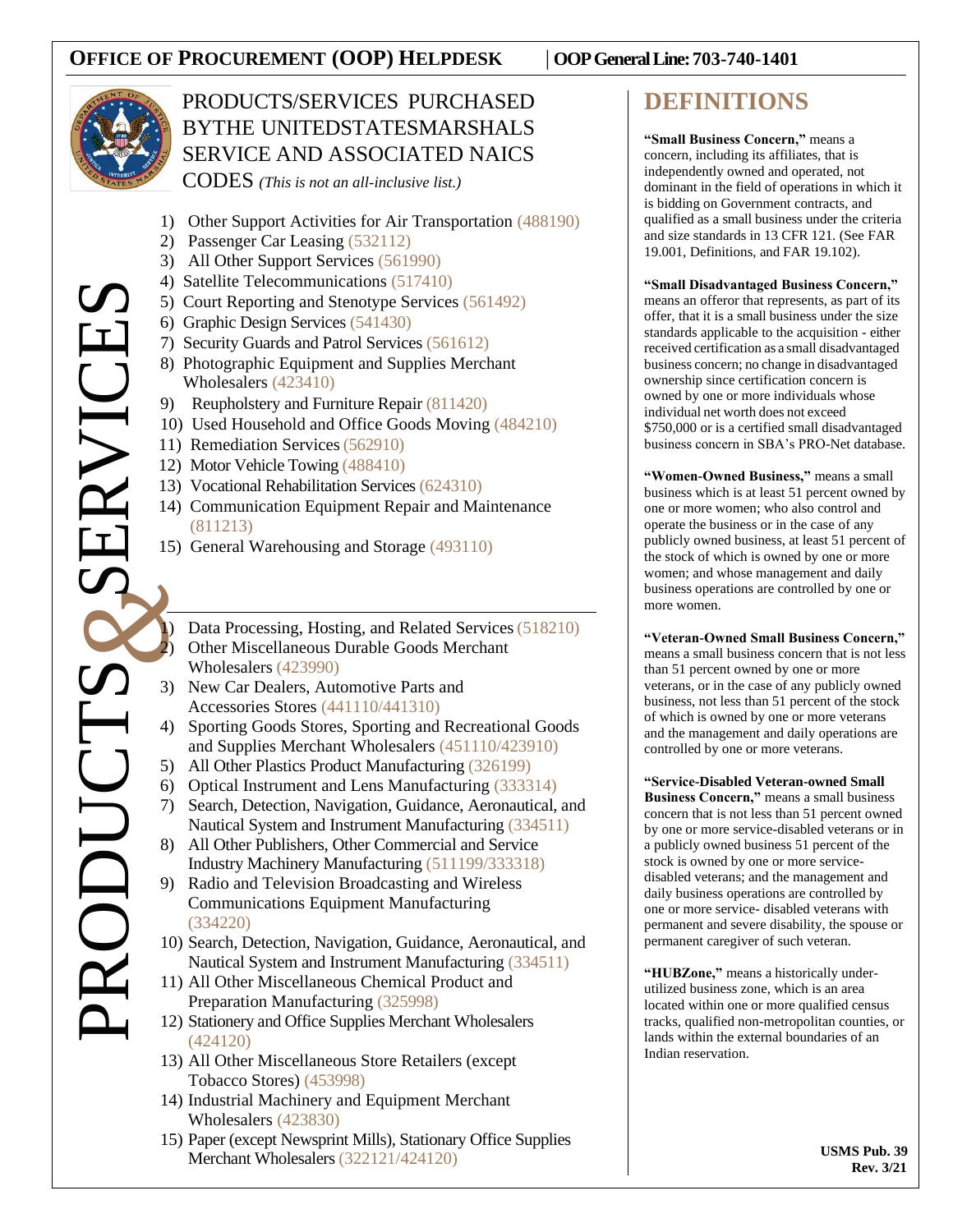# OFFICE OF PROCUREMENT (OOP) HELPDESK | OOP General Line: 703-740-1401

## PRODUCTS/SERVICES PURCHASED BYTHE UNITEDSTATESMARSHALS SERVICE AND ASSOCIATED NAICS CODES *(This is not an all-inclusive list.)*

PRODUCTS & SERVICES

1) Other Support Activities for Air Transportation (488190)
2) Passenger Car Leasing (532112)
3) All Other Support Services (561990)
4) Satellite Telecommunications (517410)
5) Court Reporting and Stenotype Services (561492)
6) Graphic Design Services (541430)
7) Security Guards and Patrol Services (561612)
8) Photographic Equipment and Supplies Merchant Wholesalers (423410)
9) Reupholstery and Furniture Repair (811420)
10) Used Household and Office Goods Moving (484210)
11) Remediation Services (562910)
12) Motor Vehicle Towing (488410)
13) Vocational Rehabilitation Services (624310)
14) Communication Equipment Repair and Maintenance (811213)
15) General Warehousing and Storage (493110)

---

1) Data Processing, Hosting, and Related Services (518210)
2) Other Miscellaneous Durable Goods Merchant Wholesalers (423990)
3) New Car Dealers, Automotive Parts and Accessories Stores (441110/441310)
4) Sporting Goods Stores, Sporting and Recreational Goods and Supplies Merchant Wholesalers (451110/423910)
5) All Other Plastics Product Manufacturing (326199)
6) Optical Instrument and Lens Manufacturing (333314)
7) Search, Detection, Navigation, Guidance, Aeronautical, and Nautical System and Instrument Manufacturing (334511)
8) All Other Publishers, Other Commercial and Service Industry Machinery Manufacturing (511199/333318)
9) Radio and Television Broadcasting and Wireless Communications Equipment Manufacturing (334220)
10) Search, Detection, Navigation, Guidance, Aeronautical, and Nautical System and Instrument Manufacturing (334511)
11) All Other Miscellaneous Chemical Product and Preparation Manufacturing (325998)
12) Stationery and Office Supplies Merchant Wholesalers (424120)
13) All Other Miscellaneous Store Retailers (except Tobacco Stores) (453998)
14) Industrial Machinery and Equipment Merchant Wholesalers (423830)
15) Paper (except Newsprint Mills), Stationary Office Supplies Merchant Wholesalers (322121/424120)

## DEFINITIONS

**"Small Business Concern,"** means a concern, including its affiliates, that is independently owned and operated, not dominant in the field of operations in which it is bidding on Government contracts, and qualified as a small business under the criteria and size standards in 13 CFR 121. (See FAR 19.001, Definitions, and FAR 19.102).

**"Small Disadvantaged Business Concern,"** means an offeror that represents, as part of its offer, that it is a small business under the size standards applicable to the acquisition - either received certification as a small disadvantaged business concern; no change in disadvantaged ownership since certification concern is owned by one or more individuals whose individual net worth does not exceed $750,000 or is a certified small disadvantaged business concern in SBA's PRO-Net database.

**"Women-Owned Business,"** means a small business which is at least 51 percent owned by one or more women; who also control and operate the business or in the case of any publicly owned business, at least 51 percent of the stock of which is owned by one or more women; and whose management and daily business operations are controlled by one or more women.

**"Veteran-Owned Small Business Concern,"** means a small business concern that is not less than 51 percent owned by one or more veterans, or in the case of any publicly owned business, not less than 51 percent of the stock of which is owned by one or more veterans and the management and daily operations are controlled by one or more veterans.

**"Service-Disabled Veteran-owned Small Business Concern,"** means a small business concern that is not less than 51 percent owned by one or more service-disabled veterans or in a publicly owned business 51 percent of the stock is owned by one or more service-disabled veterans; and the management and daily business operations are controlled by one or more service- disabled veterans with permanent and severe disability, the spouse or permanent caregiver of such veteran.

**"HUBZone,"** means a historically under-utilized business zone, which is an area located within one or more qualified census tracks, qualified non-metropolitan counties, or lands within the external boundaries of an Indian reservation.

**USMS Pub. 39**
**Rev. 3/21**